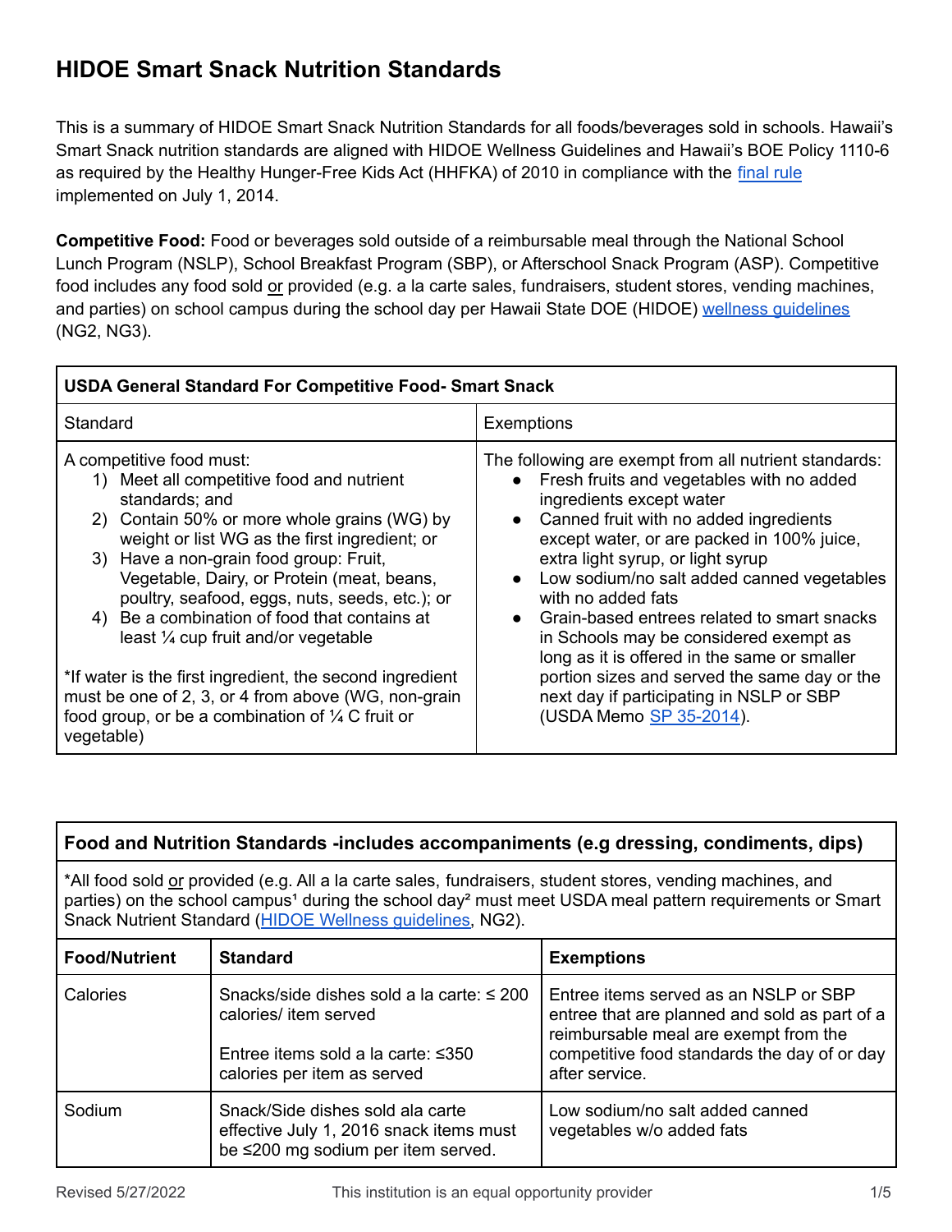# HIDOE Smart Snack Nutrition Standards

This is a summary of HIDOE Smart Snack Nutrition Standards for all foods/beverages sold in schools. Hawaii's Smart Snack nutrition standards are aligned with HIDOE Wellness Guidelines and Hawaii's BOE Policy 1110-6 as required by the Healthy Hunger-Free Kids Act (HHFKA) of 2010 in compliance with the final rule implemented on July 1, 2014.

**Competitive Food:** Food or beverages sold outside of a reimbursable meal through the National School Lunch Program (NSLP), School Breakfast Program (SBP), or Afterschool Snack Program (ASP). Competitive food includes any food sold or provided (e.g. a la carte sales, fundraisers, student stores, vending machines, and parties) on school campus during the school day per Hawaii State DOE (HIDOE) wellness guidelines (NG2, NG3).

| **USDA General Standard For Competitive Food- Smart Snack** | |
|---|---|
| Standard | Exemptions |
| A competitive food must:<br>1) Meet all competitive food and nutrient standards; and<br>2) Contain 50% or more whole grains (WG) by weight or list WG as the first ingredient; or<br>3) Have a non-grain food group: Fruit, Vegetable, Dairy, or Protein (meat, beans, poultry, seafood, eggs, nuts, seeds, etc.); or<br>4) Be a combination of food that contains at least ¼ cup fruit and/or vegetable<br><br>*If water is the first ingredient, the second ingredient must be one of 2, 3, or 4 from above (WG, non-grain food group, or be a combination of ¼ C fruit or vegetable) | The following are exempt from all nutrient standards:<br>• Fresh fruits and vegetables with no added ingredients except water<br>• Canned fruit with no added ingredients except water, or are packed in 100% juice, extra light syrup, or light syrup<br>• Low sodium/no salt added canned vegetables with no added fats<br>• Grain-based entrees related to smart snacks in Schools may be considered exempt as long as it is offered in the same or smaller portion sizes and served the same day or the next day if participating in NSLP or SBP (USDA Memo SP 35-2014). |

| **Food and Nutrition Standards -includes accompaniments (e.g dressing, condiments, dips)** | | |
|---|---|---|
| *All food sold or provided (e.g. All a la carte sales, fundraisers, student stores, vending machines, and parties) on the school campus[1] during the school day[2] must meet USDA meal pattern requirements or Smart Snack Nutrient Standard (HIDOE Wellness guidelines, NG2). | | |
| **Food/Nutrient** | **Standard** | **Exemptions** |
| Calories | Snacks/side dishes sold a la carte: ≤ 200 calories/ item served<br><br>Entree items sold a la carte: ≤350 calories per item as served | Entree items served as an NSLP or SBP entree that are planned and sold as part of a reimbursable meal are exempt from the competitive food standards the day of or day after service. |
| Sodium | Snack/Side dishes sold ala carte effective July 1, 2016 snack items must be ≤200 mg sodium per item served. | Low sodium/no salt added canned vegetables w/o added fats |

Revised 5/27/2022

This institution is an equal opportunity provider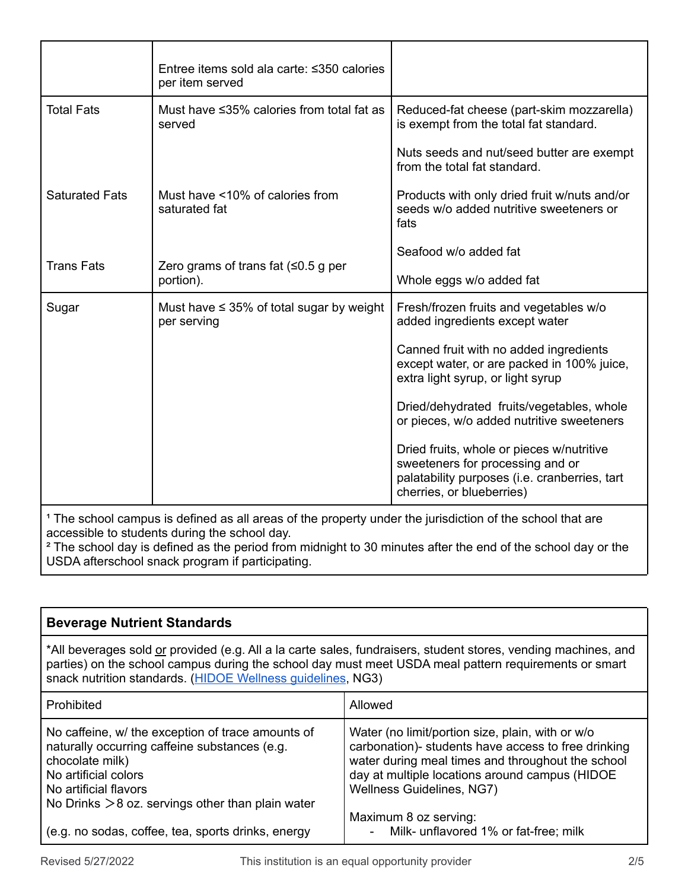| | | |
|---|---|---|
| | Entree items sold ala carte: ≤350 calories per item served | |
| Total Fats<br><br>Saturated Fats<br><br>Trans Fats | Must have ≤35% calories from total fat as served<br><br>Must have <10% of calories from saturated fat<br><br>Zero grams of trans fat (≤0.5 g per portion). | Reduced-fat cheese (part-skim mozzarella) is exempt from the total fat standard.<br><br>Nuts seeds and nut/seed butter are exempt from the total fat standard.<br><br>Products with only dried fruit w/nuts and/or seeds w/o added nutritive sweeteners or fats<br><br>Seafood w/o added fat<br><br>Whole eggs w/o added fat |
| Sugar | Must have ≤ 35% of total sugar by weight per serving | Fresh/frozen fruits and vegetables w/o added ingredients except water<br><br>Canned fruit with no added ingredients except water, or are packed in 100% juice, extra light syrup, or light syrup<br><br>Dried/dehydrated fruits/vegetables, whole or pieces, w/o added nutritive sweeteners<br><br>Dried fruits, whole or pieces w/nutritive sweeteners for processing and or palatability purposes (i.e. cranberries, tart cherries, or blueberries) |

[1] The school campus is defined as all areas of the property under the jurisdiction of the school that are accessible to students during the school day.
[2] The school day is defined as the period from midnight to 30 minutes after the end of the school day or the USDA afterschool snack program if participating.

| **Beverage Nutrient Standards** | |
|---|---|
| *All beverages sold <u>or</u> provided (e.g. All a la carte sales, fundraisers, student stores, vending machines, and parties) on the school campus during the school day must meet USDA meal pattern requirements or smart snack nutrition standards. (HIDOE Wellness guidelines, NG3) | |
| Prohibited | Allowed |
| No caffeine, w/ the exception of trace amounts of naturally occurring caffeine substances (e.g. chocolate milk)<br>No artificial colors<br>No artificial flavors<br>No Drinks > 8 oz. servings other than plain water<br><br>(e.g. no sodas, coffee, tea, sports drinks, energy | Water (no limit/portion size, plain, with or w/o carbonation)- students have access to free drinking water during meal times and throughout the school day at multiple locations around campus (HIDOE Wellness Guidelines, NG7)<br><br>Maximum 8 oz serving:<br>- Milk- unflavored 1% or fat-free; milk |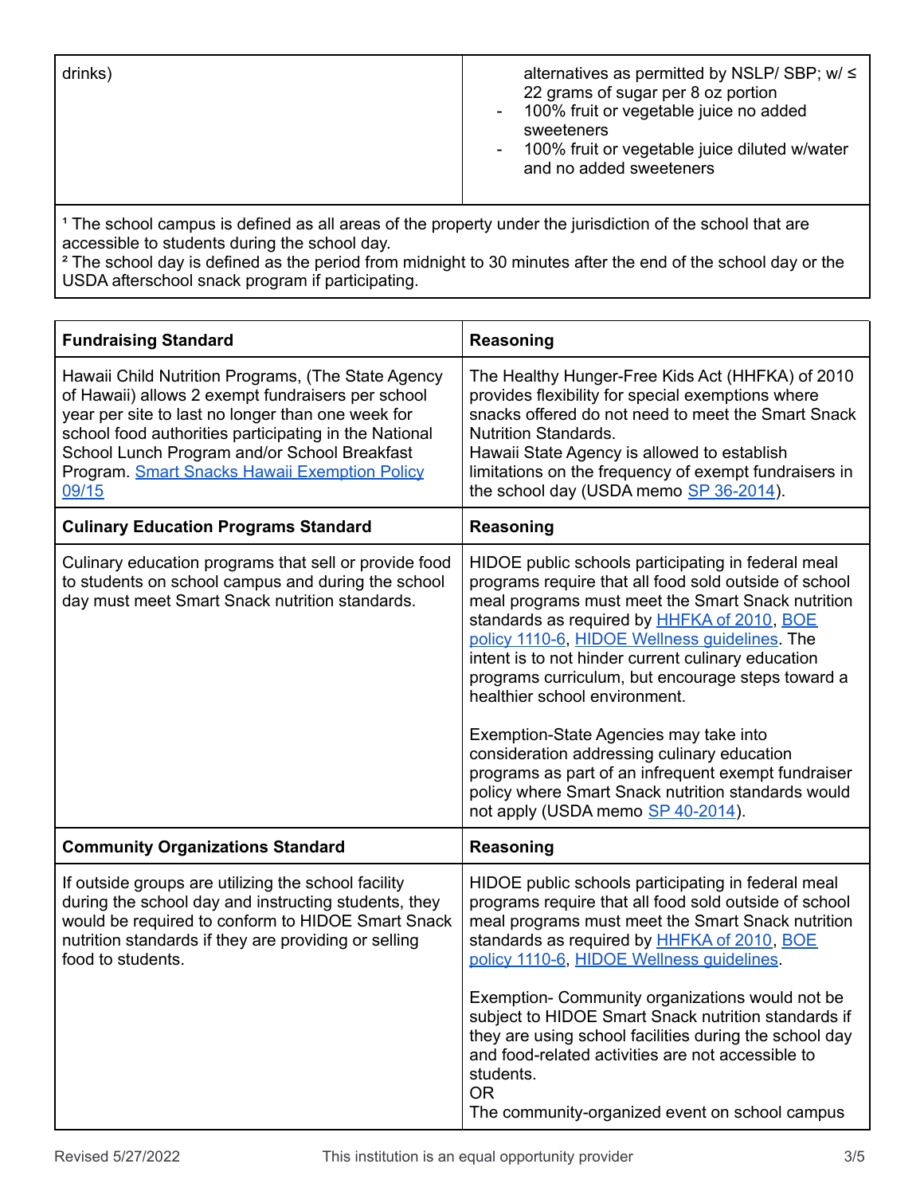| | |
|---|---|
| drinks) | alternatives as permitted by NSLP/ SBP; w/ ≤ 22 grams of sugar per 8 oz portion<br>- 100% fruit or vegetable juice no added sweeteners<br>- 100% fruit or vegetable juice diluted w/water and no added sweeteners |

[1] The school campus is defined as all areas of the property under the jurisdiction of the school that are accessible to students during the school day.
[2] The school day is defined as the period from midnight to 30 minutes after the end of the school day or the USDA afterschool snack program if participating.

| **Fundraising Standard** | **Reasoning** |
|---|---|
| Hawaii Child Nutrition Programs, (The State Agency of Hawaii) allows 2 exempt fundraisers per school year per site to last no longer than one week for school food authorities participating in the National School Lunch Program and/or School Breakfast Program. Smart Snacks Hawaii Exemption Policy 09/15 | The Healthy Hunger-Free Kids Act (HHFKA) of 2010 provides flexibility for special exemptions where snacks offered do not need to meet the Smart Snack Nutrition Standards.<br>Hawaii State Agency is allowed to establish limitations on the frequency of exempt fundraisers in the school day (USDA memo SP 36-2014). |
| **Culinary Education Programs Standard** | **Reasoning** |
| Culinary education programs that sell or provide food to students on school campus and during the school day must meet Smart Snack nutrition standards. | HIDOE public schools participating in federal meal programs require that all food sold outside of school meal programs must meet the Smart Snack nutrition standards as required by HHFKA of 2010, BOE policy 1110-6, HIDOE Wellness guidelines. The intent is to not hinder current culinary education programs curriculum, but encourage steps toward a healthier school environment.<br><br>Exemption-State Agencies may take into consideration addressing culinary education programs as part of an infrequent exempt fundraiser policy where Smart Snack nutrition standards would not apply (USDA memo SP 40-2014). |
| **Community Organizations Standard** | **Reasoning** |
| If outside groups are utilizing the school facility during the school day and instructing students, they would be required to conform to HIDOE Smart Snack nutrition standards if they are providing or selling food to students. | HIDOE public schools participating in federal meal programs require that all food sold outside of school meal programs must meet the Smart Snack nutrition standards as required by HHFKA of 2010, BOE policy 1110-6, HIDOE Wellness guidelines.<br><br>Exemption- Community organizations would not be subject to HIDOE Smart Snack nutrition standards if they are using school facilities during the school day and food-related activities are not accessible to students.<br>OR<br>The community-organized event on school campus |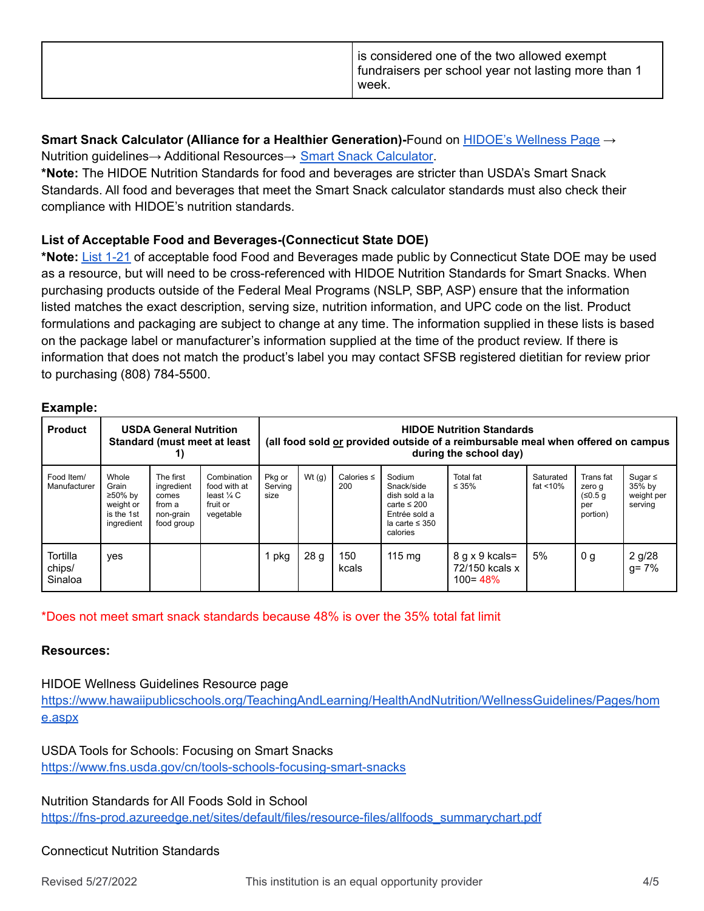| | is considered one of the two allowed exempt fundraisers per school year not lasting more than 1 week. |
|---|---|

**Smart Snack Calculator (Alliance for a Healthier Generation)-**Found on [HIDOE's Wellness Page](https://www.hawaiipublicschools.org/TeachingAndLearning/HealthAndNutrition/WellnessGuidelines/Pages/home.aspx) → Nutrition guidelines→ Additional Resources→ [Smart Snack Calculator](#).

***Note:** The HIDOE Nutrition Standards for food and beverages are stricter than USDA's Smart Snack Standards. All food and beverages that meet the Smart Snack calculator standards must also check their compliance with HIDOE's nutrition standards.

**List of Acceptable Food and Beverages-(Connecticut State DOE)**

***Note:** [List 1-21](#) of acceptable food Food and Beverages made public by Connecticut State DOE may be used as a resource, but will need to be cross-referenced with HIDOE Nutrition Standards for Smart Snacks. When purchasing products outside of the Federal Meal Programs (NSLP, SBP, ASP) ensure that the information listed matches the exact description, serving size, nutrition information, and UPC code on the list. Product formulations and packaging are subject to change at any time. The information supplied in these lists is based on the package label or manufacturer's information supplied at the time of the product review. If there is information that does not match the product's label you may contact SFSB registered dietitian for review prior to purchasing (808) 784-5500.

**Example:**

| **Product** | **USDA General Nutrition Standard (must meet at least 1)** | | | **HIDOE Nutrition Standards (all food sold or provided outside of a reimbursable meal when offered on campus during the school day)** | | | | | | | | |
|---|---|---|---|---|---|---|---|---|---|---|---|---|
| Food Item/ Manufacturer | Whole Grain ≥50% by weight or is the 1st ingredient | The first ingredient comes from a non-grain food group | Combination food with at least ¼ C fruit or vegetable | Pkg or Serving size | Wt (g) | Calories ≤ 200 | Sodium Snack/side dish sold a la carte ≤ 200 Entrée sold a la carte ≤ 350 calories | Total fat ≤ 35% | Saturated fat <10% | Trans fat zero g (≤0.5 g per portion) | Sugar ≤ 35% by weight per serving |
| Tortilla chips/ Sinaloa | yes | | | 1 pkg | 28 g | 150 kcals | 115 mg | 8 g x 9 kcals= 72/150 kcals x 100= 48% | 5% | 0 g | 2 g/28 g= 7% |

*Does not meet smart snack standards because 48% is over the 35% total fat limit

**Resources:**

HIDOE Wellness Guidelines Resource page
https://www.hawaiipublicschools.org/TeachingAndLearning/HealthAndNutrition/WellnessGuidelines/Pages/home.aspx

USDA Tools for Schools: Focusing on Smart Snacks
https://www.fns.usda.gov/cn/tools-schools-focusing-smart-snacks

Nutrition Standards for All Foods Sold in School
https://fns-prod.azureedge.net/sites/default/files/resource-files/allfoods_summarychart.pdf

Connecticut Nutrition Standards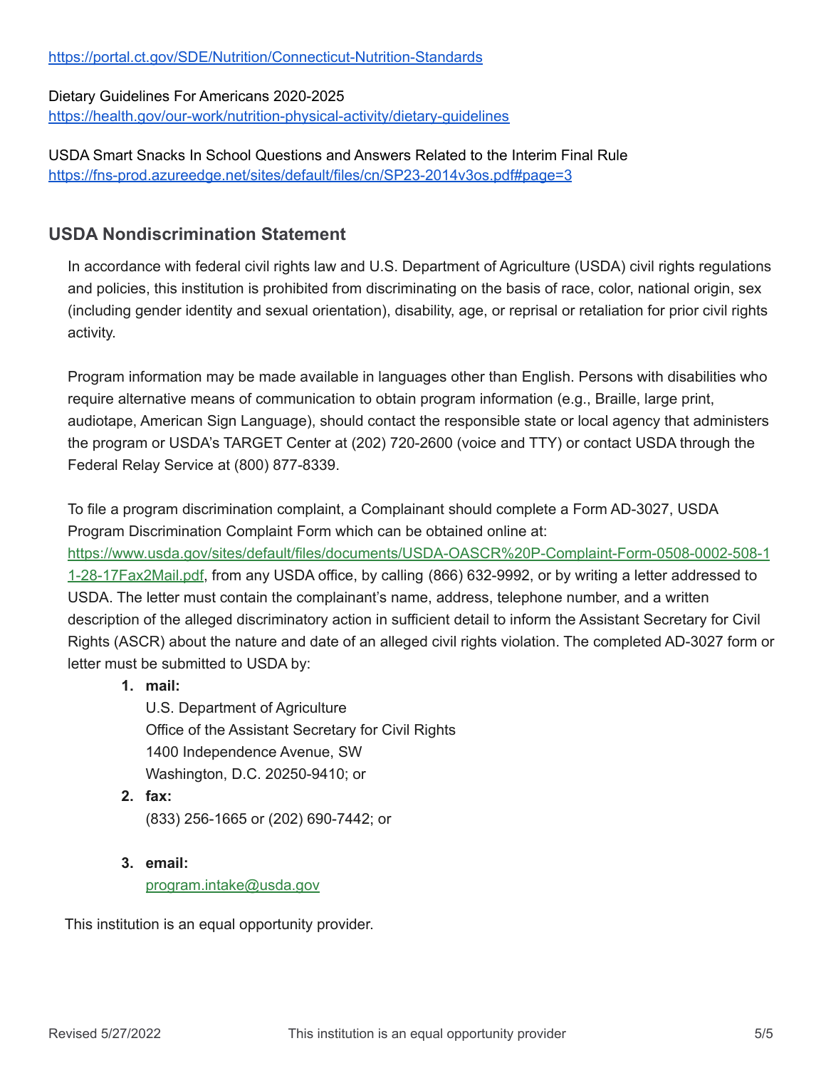https://portal.ct.gov/SDE/Nutrition/Connecticut-Nutrition-Standards

Dietary Guidelines For Americans 2020-2025
https://health.gov/our-work/nutrition-physical-activity/dietary-guidelines

USDA Smart Snacks In School Questions and Answers Related to the Interim Final Rule
https://fns-prod.azureedge.net/sites/default/files/cn/SP23-2014v3os.pdf#page=3

## USDA Nondiscrimination Statement

In accordance with federal civil rights law and U.S. Department of Agriculture (USDA) civil rights regulations and policies, this institution is prohibited from discriminating on the basis of race, color, national origin, sex (including gender identity and sexual orientation), disability, age, or reprisal or retaliation for prior civil rights activity.

Program information may be made available in languages other than English. Persons with disabilities who require alternative means of communication to obtain program information (e.g., Braille, large print, audiotape, American Sign Language), should contact the responsible state or local agency that administers the program or USDA's TARGET Center at (202) 720-2600 (voice and TTY) or contact USDA through the Federal Relay Service at (800) 877-8339.

To file a program discrimination complaint, a Complainant should complete a Form AD-3027, USDA Program Discrimination Complaint Form which can be obtained online at: https://www.usda.gov/sites/default/files/documents/USDA-OASCR%20P-Complaint-Form-0508-0002-508-11-28-17Fax2Mail.pdf, from any USDA office, by calling (866) 632-9992, or by writing a letter addressed to USDA. The letter must contain the complainant's name, address, telephone number, and a written description of the alleged discriminatory action in sufficient detail to inform the Assistant Secretary for Civil Rights (ASCR) about the nature and date of an alleged civil rights violation. The completed AD-3027 form or letter must be submitted to USDA by:

1. **mail:**
   U.S. Department of Agriculture
   Office of the Assistant Secretary for Civil Rights
   1400 Independence Avenue, SW
   Washington, D.C. 20250-9410; or
2. **fax:**
   (833) 256-1665 or (202) 690-7442; or
3. **email:**
   program.intake@usda.gov

This institution is an equal opportunity provider.

Revised 5/27/2022